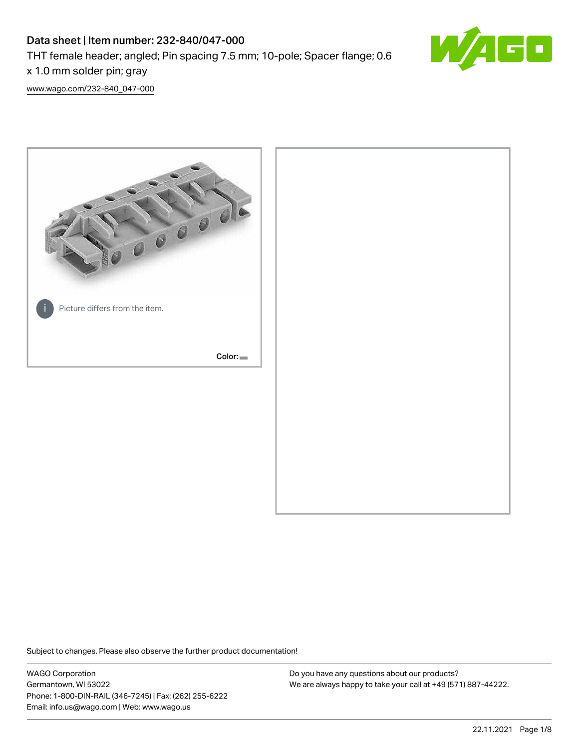# Data sheet | Item number: 232-840/047-000

THT female header; angled; Pin spacing 7.5 mm; 10-pole; Spacer flange; 0.6 x 1.0 mm solder pin; gray

www.wago.com/232-840_047-000

Picture differs from the item.

Color:

Subject to changes. Please also observe the further product documentation!

WAGO Corporation
Germantown, WI 53022
Phone: 1-800-DIN-RAIL (346-7245) | Fax: (262) 255-6222
Email: info.us@wago.com | Web: www.wago.us

Do you have any questions about our products?
We are always happy to take your call at +49 (571) 887-44222.

22.11.2021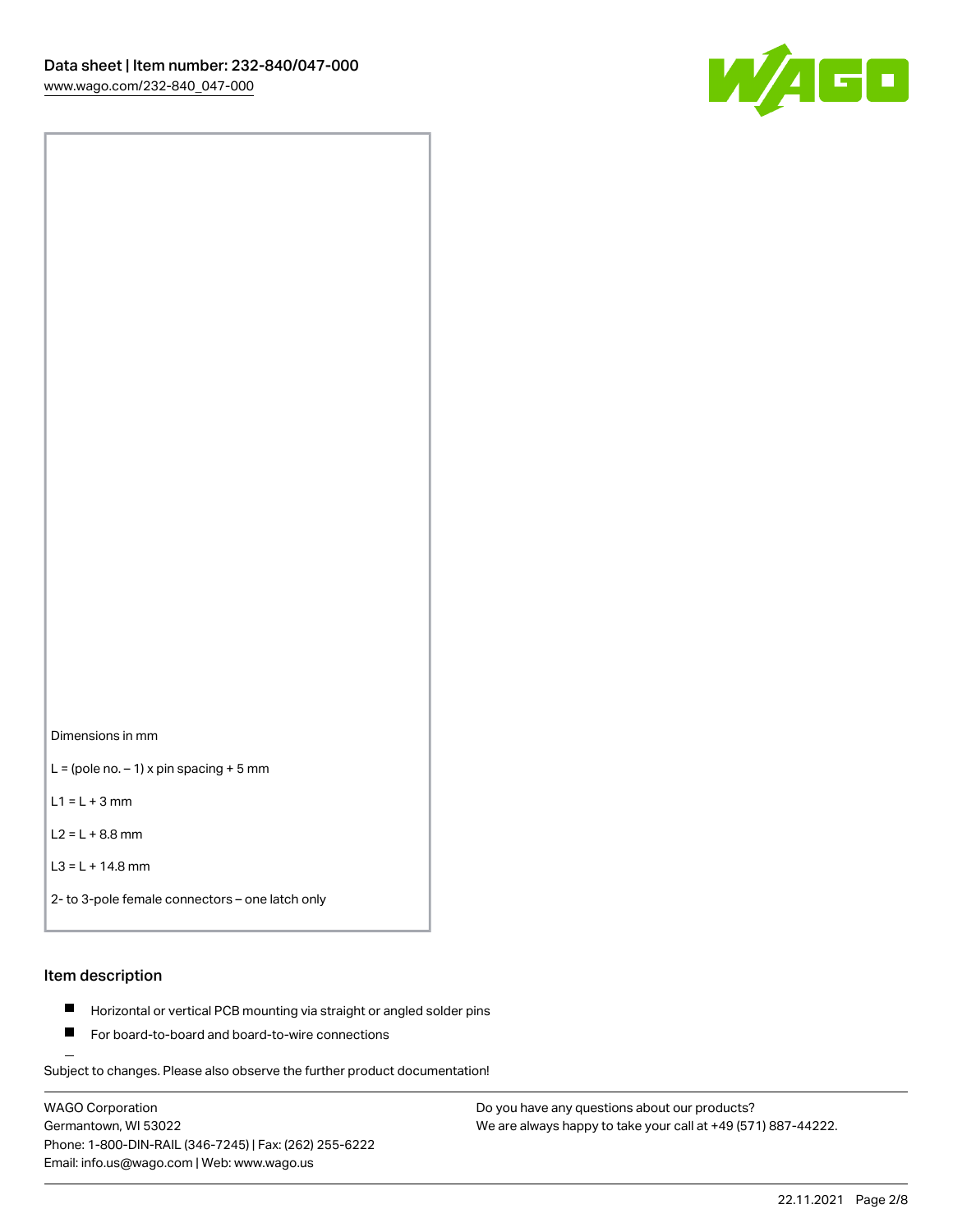Dimensions in mm

L = (pole no. – 1) x pin spacing + 5 mm

L1 = L + 3 mm

L2 = L + 8.8 mm

L3 = L + 14.8 mm

2- to 3-pole female connectors – one latch only

## Item description

- Horizontal or vertical PCB mounting via straight or angled solder pins
- For board-to-board and board-to-wire connections

Subject to changes. Please also observe the further product documentation!

WAGO Corporation
Germantown, WI 53022
Phone: 1-800-DIN-RAIL (346-7245) | Fax: (262) 255-6222
Email: info.us@wago.com | Web: www.wago.us

Do you have any questions about our products?
We are always happy to take your call at +49 (571) 887-44222.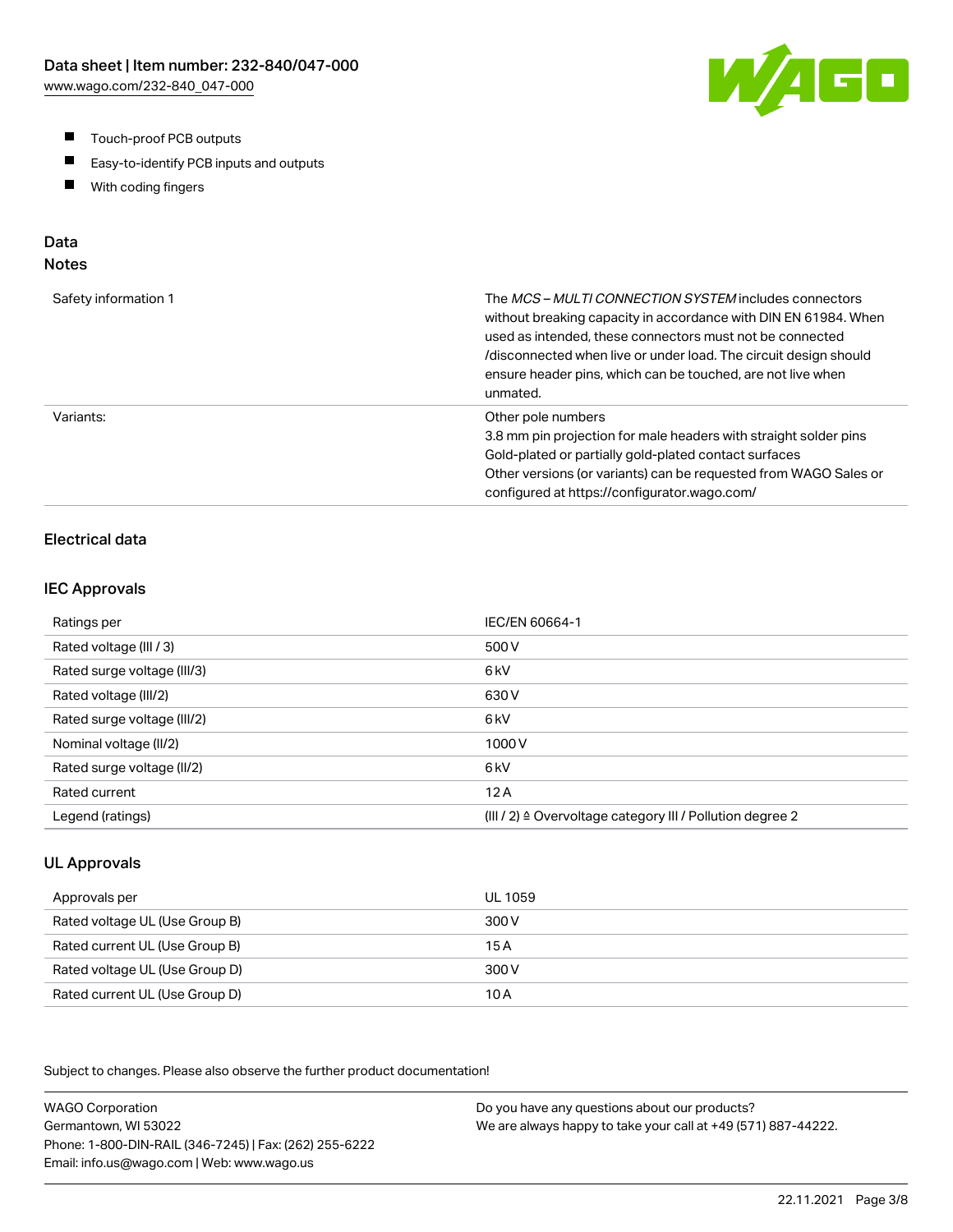- Touch-proof PCB outputs
- Easy-to-identify PCB inputs and outputs
- With coding fingers

## Data

### Notes

| | |
|---|---|
| Safety information 1 | The *MCS – MULTI CONNECTION SYSTEM* includes connectors without breaking capacity in accordance with DIN EN 61984. When used as intended, these connectors must not be connected /disconnected when live or under load. The circuit design should ensure header pins, which can be touched, are not live when unmated. |
| Variants: | Other pole numbers<br>3.8 mm pin projection for male headers with straight solder pins<br>Gold-plated or partially gold-plated contact surfaces<br>Other versions (or variants) can be requested from WAGO Sales or configured at https://configurator.wago.com/ |

### Electrical data

#### IEC Approvals

| | |
|---|---|
| Ratings per | IEC/EN 60664-1 |
| Rated voltage (III / 3) | 500 V |
| Rated surge voltage (III/3) | 6 kV |
| Rated voltage (III/2) | 630 V |
| Rated surge voltage (III/2) | 6 kV |
| Nominal voltage (II/2) | 1000 V |
| Rated surge voltage (II/2) | 6 kV |
| Rated current | 12 A |
| Legend (ratings) | (III / 2) ≙ Overvoltage category III / Pollution degree 2 |

#### UL Approvals

| | |
|---|---|
| Approvals per | UL 1059 |
| Rated voltage UL (Use Group B) | 300 V |
| Rated current UL (Use Group B) | 15 A |
| Rated voltage UL (Use Group D) | 300 V |
| Rated current UL (Use Group D) | 10 A |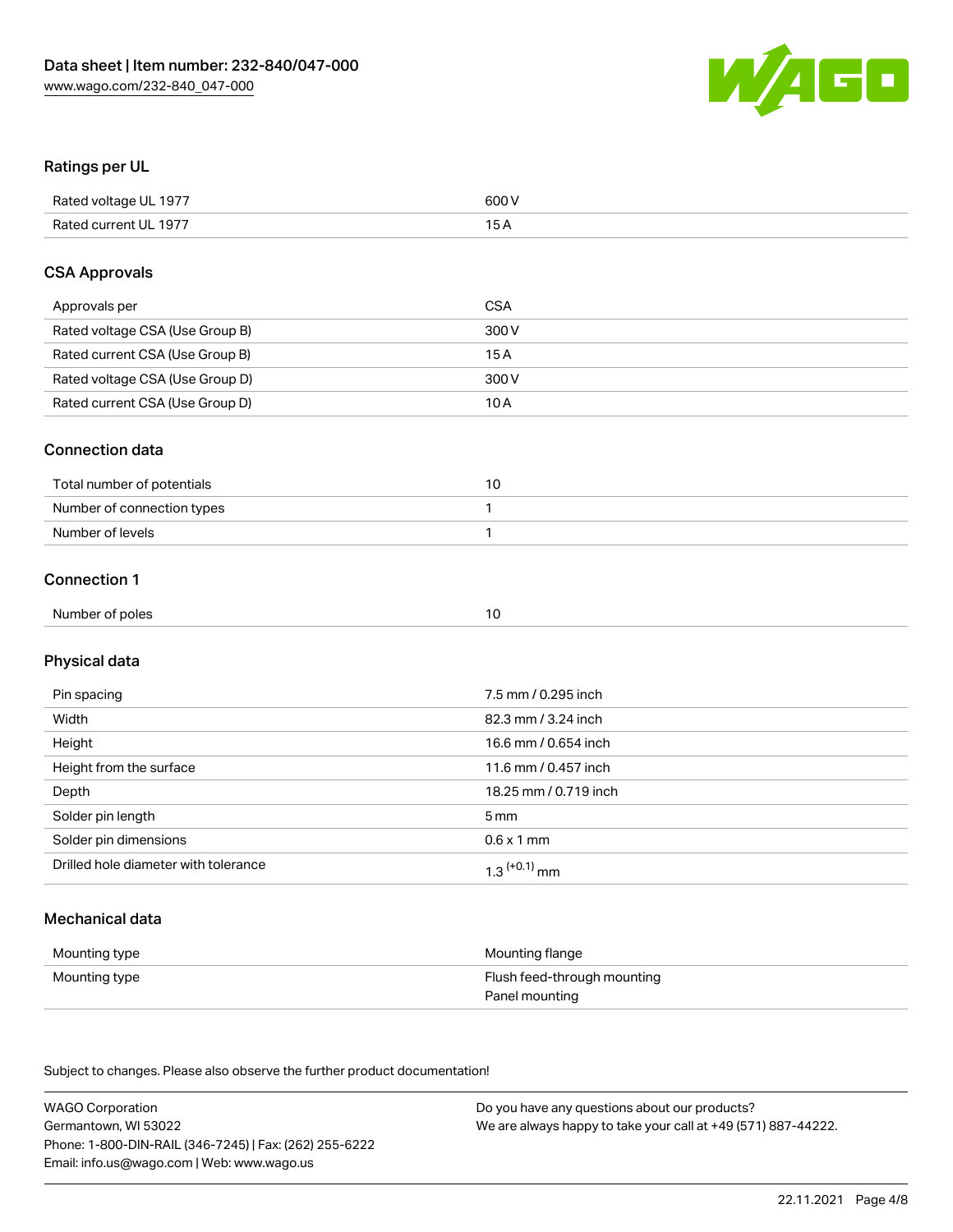## Ratings per UL

| | |
|---|---|
| Rated voltage UL 1977 | 600 V |
| Rated current UL 1977 | 15 A |

## CSA Approvals

| | |
|---|---|
| Approvals per | CSA |
| Rated voltage CSA (Use Group B) | 300 V |
| Rated current CSA (Use Group B) | 15 A |
| Rated voltage CSA (Use Group D) | 300 V |
| Rated current CSA (Use Group D) | 10 A |

## Connection data

| | |
|---|---|
| Total number of potentials | 10 |
| Number of connection types | 1 |
| Number of levels | 1 |

## Connection 1

| | |
|---|---|
| Number of poles | 10 |

## Physical data

| | |
|---|---|
| Pin spacing | 7.5 mm / 0.295 inch |
| Width | 82.3 mm / 3.24 inch |
| Height | 16.6 mm / 0.654 inch |
| Height from the surface | 11.6 mm / 0.457 inch |
| Depth | 18.25 mm / 0.719 inch |
| Solder pin length | 5 mm |
| Solder pin dimensions | 0.6 x 1 mm |
| Drilled hole diameter with tolerance | $1.3^{(+0.1)}$ mm |

## Mechanical data

| | |
|---|---|
| Mounting type | Mounting flange |
| Mounting type | Flush feed-through mounting<br>Panel mounting |

Subject to changes. Please also observe the further product documentation!

WAGO Corporation
Germantown, WI 53022
Phone: 1-800-DIN-RAIL (346-7245) | Fax: (262) 255-6222
Email: info.us@wago.com | Web: www.wago.us

Do you have any questions about our products?
We are always happy to take your call at +49 (571) 887-44222.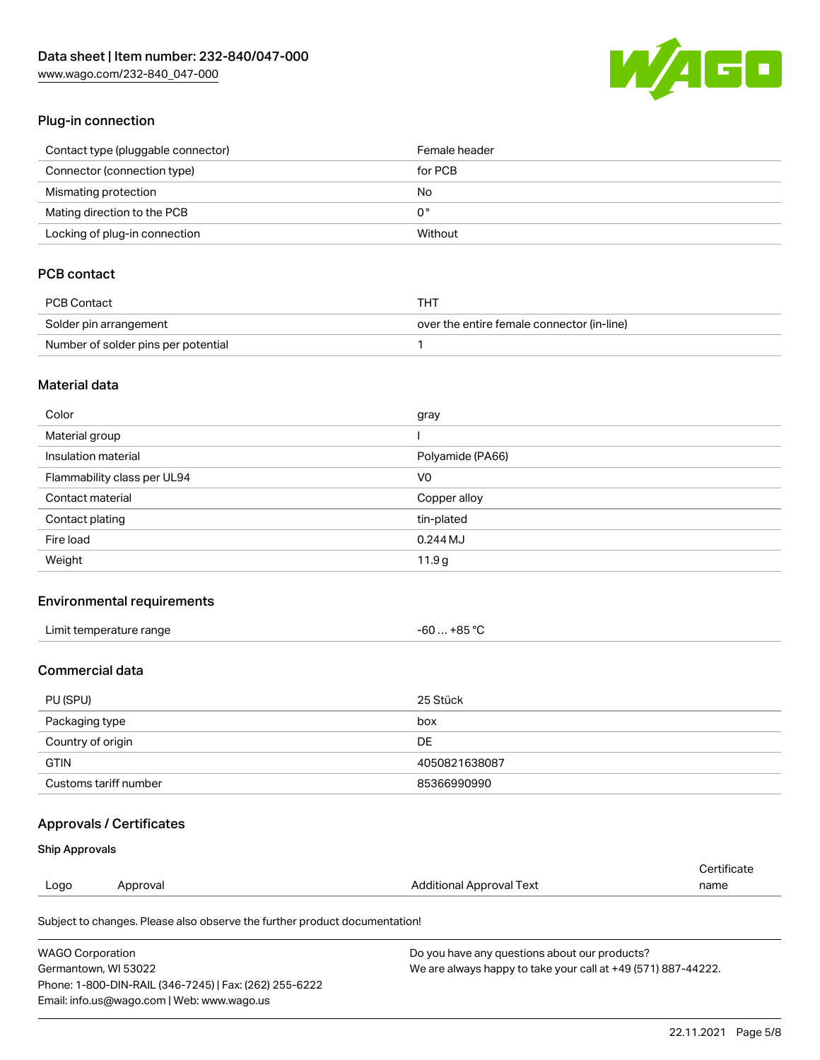## Plug-in connection

| | |
|---|---|
| Contact type (pluggable connector) | Female header |
| Connector (connection type) | for PCB |
| Mismating protection | No |
| Mating direction to the PCB | 0 ° |
| Locking of plug-in connection | Without |

## PCB contact

| | |
|---|---|
| PCB Contact | THT |
| Solder pin arrangement | over the entire female connector (in-line) |
| Number of solder pins per potential | 1 |

## Material data

| | |
|---|---|
| Color | gray |
| Material group | I |
| Insulation material | Polyamide (PA66) |
| Flammability class per UL94 | V0 |
| Contact material | Copper alloy |
| Contact plating | tin-plated |
| Fire load | 0.244 MJ |
| Weight | 11.9 g |

## Environmental requirements

| | |
|---|---|
| Limit temperature range | -60 … +85 °C |

## Commercial data

| | |
|---|---|
| PU (SPU) | 25 Stück |
| Packaging type | box |
| Country of origin | DE |
| GTIN | 4050821638087 |
| Customs tariff number | 85366990990 |

## Approvals / Certificates

### Ship Approvals

| Logo | Approval | Additional Approval Text | Certificate name |
|---|---|---|---|

Subject to changes. Please also observe the further product documentation!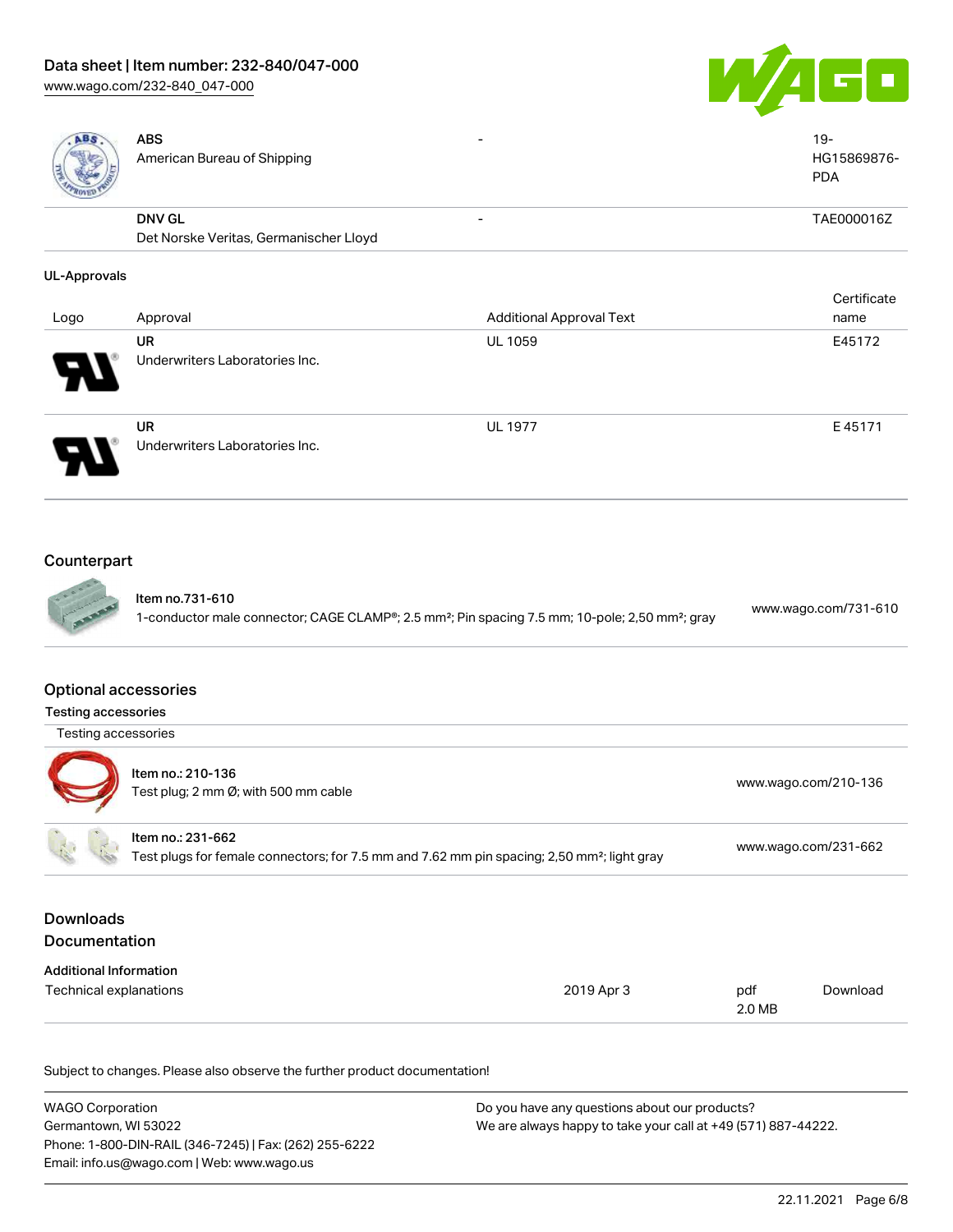| Logo | Approval | Additional Approval Text | Certificate name |
|---|---|---|---|
| | **ABS** American Bureau of Shipping | - | 19-HG15869876-PDA |
| | **DNV GL** Det Norske Veritas, Germanischer Lloyd | - | TAE000016Z |

**UL-Approvals**

| Logo | Approval | Additional Approval Text | Certificate name |
|---|---|---|---|
| | **UR** Underwriters Laboratories Inc. | UL 1059 | E45172 |
| | **UR** Underwriters Laboratories Inc. | UL 1977 | E 45171 |

## Counterpart

| | |
|---|---|
| **Item no.731-610** 1-conductor male connector; CAGE CLAMP®; 2.5 mm²; Pin spacing 7.5 mm; 10-pole; 2,50 mm²; gray | www.wago.com/731-610 |

## Optional accessories

**Testing accessories**

Testing accessories

| | |
|---|---|
| **Item no.: 210-136** Test plug; 2 mm Ø; with 500 mm cable | www.wago.com/210-136 |
| **Item no.: 231-662** Test plugs for female connectors; for 7.5 mm and 7.62 mm pin spacing; 2,50 mm²; light gray | www.wago.com/231-662 |

## Downloads

## Documentation

**Additional Information**

| | | | |
|---|---|---|---|
| Technical explanations | 2019 Apr 3 | pdf 2.0 MB | Download |

Subject to changes. Please also observe the further product documentation!

WAGO Corporation
Germantown, WI 53022
Phone: 1-800-DIN-RAIL (346-7245) | Fax: (262) 255-6222
Email: info.us@wago.com | Web: www.wago.us

Do you have any questions about our products?
We are always happy to take your call at +49 (571) 887-44222.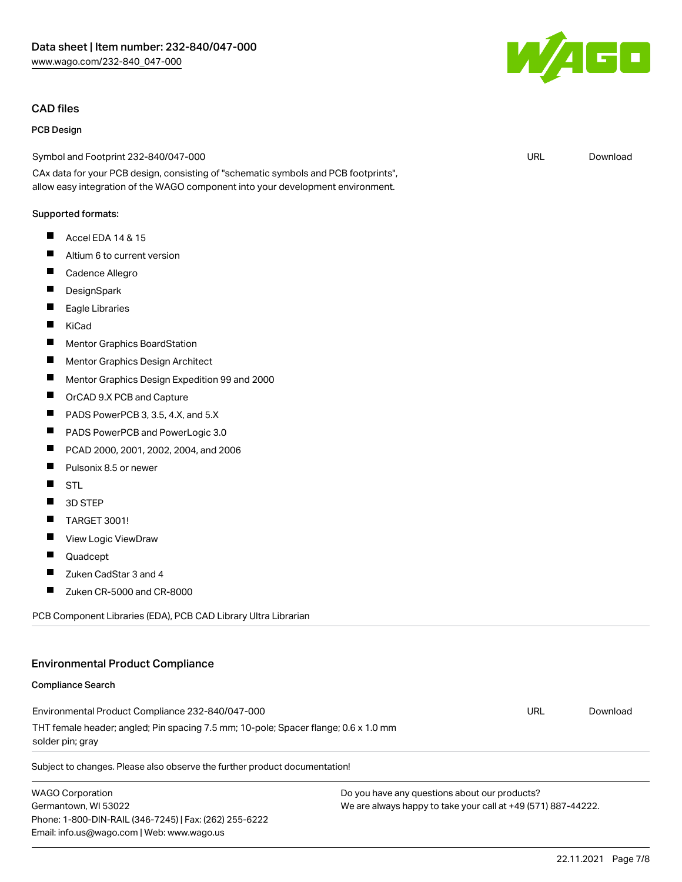## CAD files

### PCB Design

Symbol and Footprint 232-840/047-000 URL Download

CAx data for your PCB design, consisting of "schematic symbols and PCB footprints", allow easy integration of the WAGO component into your development environment.

Supported formats:

- Accel EDA 14 & 15
- Altium 6 to current version
- Cadence Allegro
- DesignSpark
- Eagle Libraries
- KiCad
- Mentor Graphics BoardStation
- Mentor Graphics Design Architect
- Mentor Graphics Design Expedition 99 and 2000
- OrCAD 9.X PCB and Capture
- PADS PowerPCB 3, 3.5, 4.X, and 5.X
- PADS PowerPCB and PowerLogic 3.0
- PCAD 2000, 2001, 2002, 2004, and 2006
- Pulsonix 8.5 or newer
- STL
- 3D STEP
- TARGET 3001!
- View Logic ViewDraw
- Quadcept
- Zuken CadStar 3 and 4
- Zuken CR-5000 and CR-8000

PCB Component Libraries (EDA), PCB CAD Library Ultra Librarian

## Environmental Product Compliance

### Compliance Search

Environmental Product Compliance 232-840/047-000 URL Download

THT female header; angled; Pin spacing 7.5 mm; 10-pole; Spacer flange; 0.6 x 1.0 mm solder pin; gray

Subject to changes. Please also observe the further product documentation!

WAGO Corporation
Germantown, WI 53022
Phone: 1-800-DIN-RAIL (346-7245) | Fax: (262) 255-6222
Email: info.us@wago.com | Web: www.wago.us

Do you have any questions about our products?
We are always happy to take your call at +49 (571) 887-44222.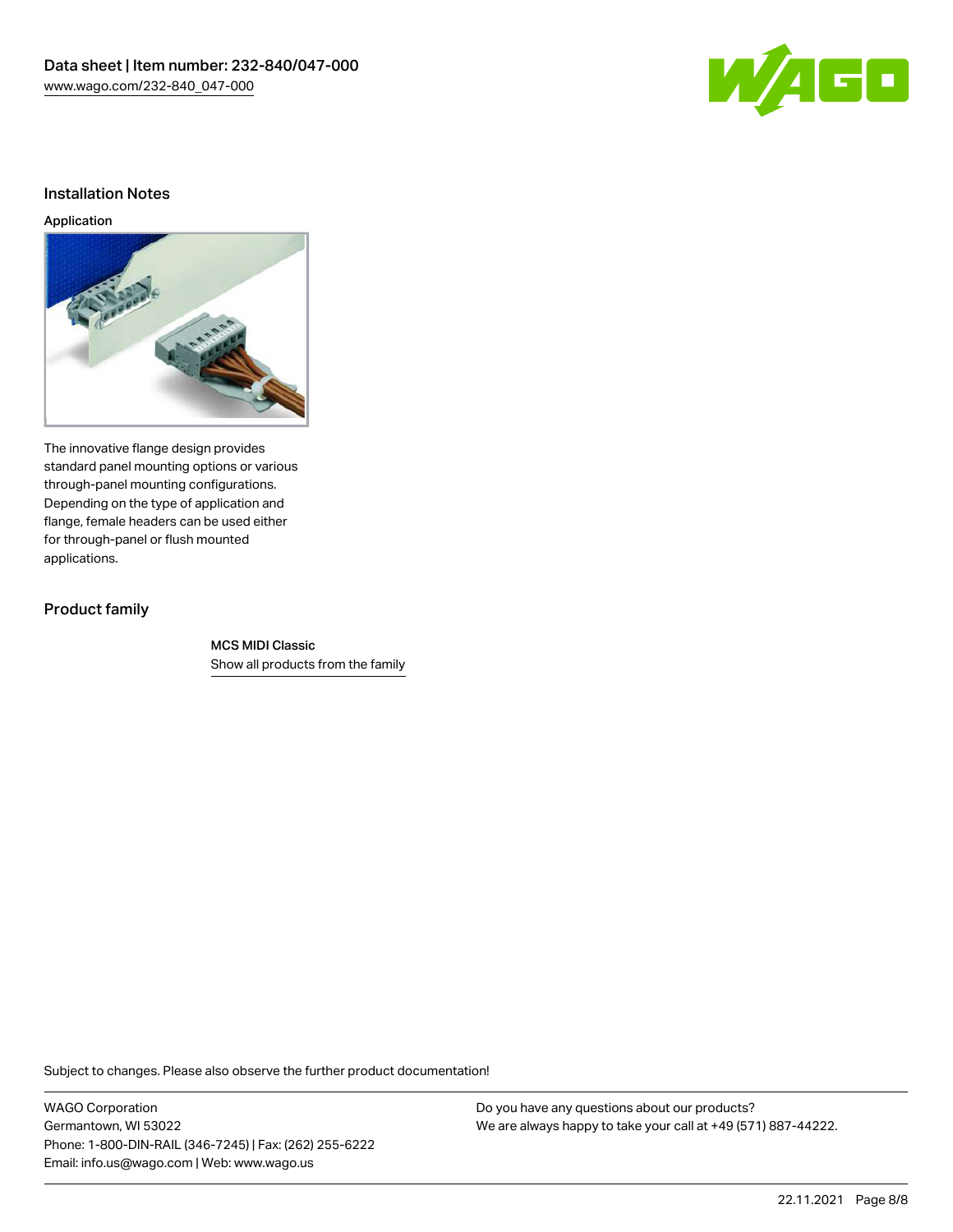## Installation Notes

### Application

The innovative flange design provides standard panel mounting options or various through-panel mounting configurations. Depending on the type of application and flange, female headers can be used either for through-panel or flush mounted applications.

## Product family

MCS MIDI Classic
Show all products from the family

Subject to changes. Please also observe the further product documentation!

WAGO Corporation
Germantown, WI 53022
Phone: 1-800-DIN-RAIL (346-7245) | Fax: (262) 255-6222
Email: info.us@wago.com | Web: www.wago.us

Do you have any questions about our products?
We are always happy to take your call at +49 (571) 887-44222.